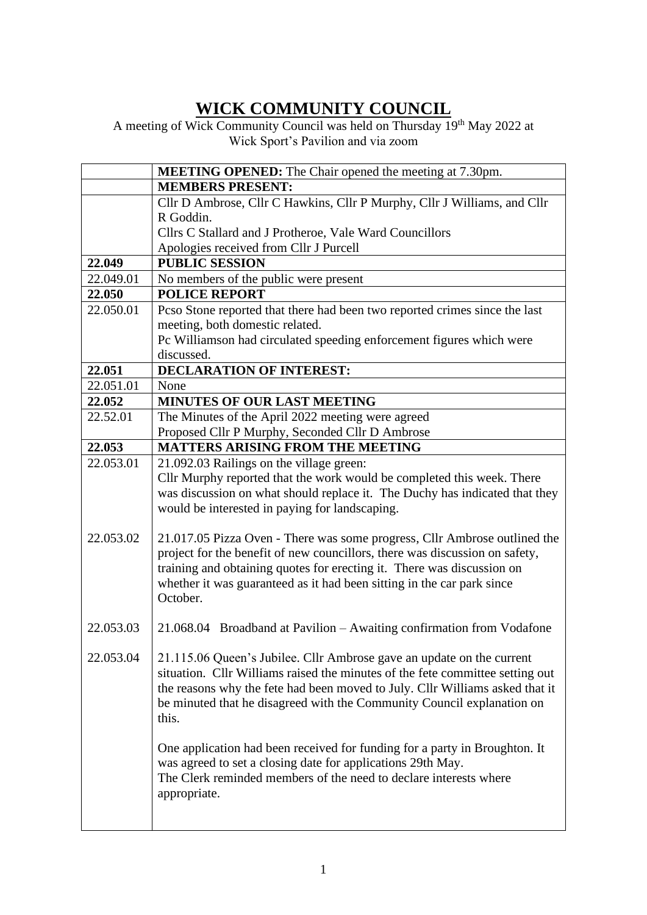# WICK COMMUNITY COUNCIL

A meeting of Wick Community Council was held on Thursday 19th May 2022 at Wick Sport's Pavilion and via zoom

| | |
|---|---|
| | **MEETING OPENED:** The Chair opened the meeting at 7.30pm. |
| | **MEMBERS PRESENT:** |
| | Cllr D Ambrose, Cllr C Hawkins, Cllr P Murphy, Cllr J Williams, and Cllr R Goddin.<br>Cllrs C Stallard and J Protheroe, Vale Ward Councillors<br>Apologies received from Cllr J Purcell |
| **22.049** | **PUBLIC SESSION** |
| 22.049.01 | No members of the public were present |
| **22.050** | **POLICE REPORT** |
| 22.050.01 | Pcso Stone reported that there had been two reported crimes since the last meeting, both domestic related.<br>Pc Williamson had circulated speeding enforcement figures which were discussed. |
| **22.051** | **DECLARATION OF INTEREST:** |
| 22.051.01 | None |
| **22.052** | **MINUTES OF OUR LAST MEETING** |
| 22.52.01 | The Minutes of the April 2022 meeting were agreed<br>Proposed Cllr P Murphy, Seconded Cllr D Ambrose |
| **22.053** | **MATTERS ARISING FROM THE MEETING** |
| 22.053.01 | 21.092.03 Railings on the village green:<br>Cllr Murphy reported that the work would be completed this week. There was discussion on what should replace it. The Duchy has indicated that they would be interested in paying for landscaping. |
| 22.053.02 | 21.017.05 Pizza Oven - There was some progress, Cllr Ambrose outlined the project for the benefit of new councillors, there was discussion on safety, training and obtaining quotes for erecting it. There was discussion on whether it was guaranteed as it had been sitting in the car park since October. |
| 22.053.03 | 21.068.04 Broadband at Pavilion – Awaiting confirmation from Vodafone |
| 22.053.04 | 21.115.06 Queen's Jubilee. Cllr Ambrose gave an update on the current situation. Cllr Williams raised the minutes of the fete committee setting out the reasons why the fete had been moved to July. Cllr Williams asked that it be minuted that he disagreed with the Community Council explanation on this.<br><br>One application had been received for funding for a party in Broughton. It was agreed to set a closing date for applications 29th May.<br>The Clerk reminded members of the need to declare interests where appropriate. |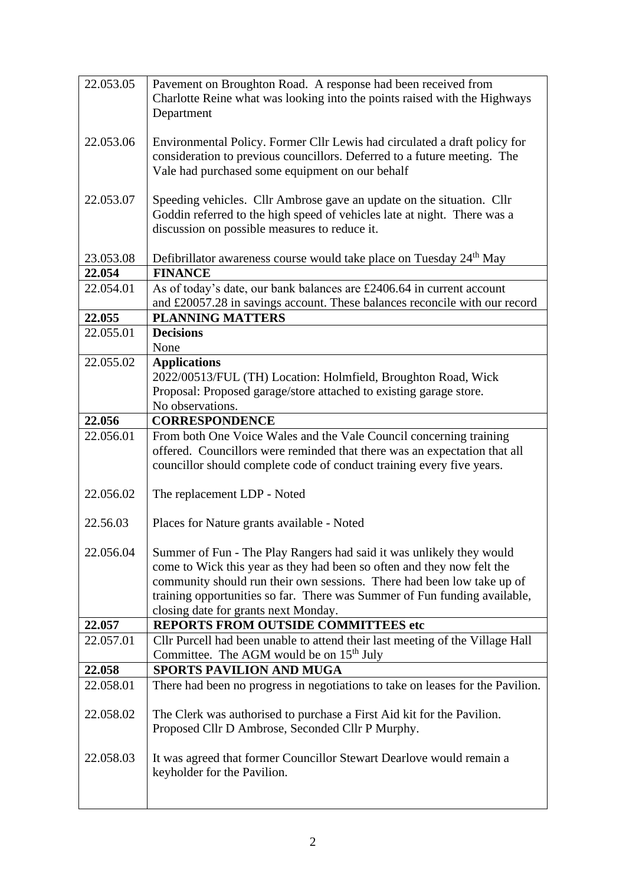| | |
|---|---|
| 22.053.05 | Pavement on Broughton Road. A response had been received from Charlotte Reine what was looking into the points raised with the Highways Department |
| 22.053.06 | Environmental Policy. Former Cllr Lewis had circulated a draft policy for consideration to previous councillors. Deferred to a future meeting. The Vale had purchased some equipment on our behalf |
| 22.053.07 | Speeding vehicles. Cllr Ambrose gave an update on the situation. Cllr Goddin referred to the high speed of vehicles late at night. There was a discussion on possible measures to reduce it. |
| 23.053.08 | Defibrillator awareness course would take place on Tuesday 24th May |
| **22.054** | **FINANCE** |
| 22.054.01 | As of today's date, our bank balances are £2406.64 in current account and £20057.28 in savings account. These balances reconcile with our record |
| **22.055** | **PLANNING MATTERS** |
| 22.055.01 | **Decisions**<br>None |
| 22.055.02 | **Applications**<br>2022/00513/FUL (TH) Location: Holmfield, Broughton Road, Wick<br>Proposal: Proposed garage/store attached to existing garage store.<br>No observations. |
| **22.056** | **CORRESPONDENCE** |
| 22.056.01 | From both One Voice Wales and the Vale Council concerning training offered. Councillors were reminded that there was an expectation that all councillor should complete code of conduct training every five years. |
| 22.056.02 | The replacement LDP - Noted |
| 22.56.03 | Places for Nature grants available - Noted |
| 22.056.04 | Summer of Fun - The Play Rangers had said it was unlikely they would come to Wick this year as they had been so often and they now felt the community should run their own sessions. There had been low take up of training opportunities so far. There was Summer of Fun funding available, closing date for grants next Monday. |
| **22.057** | **REPORTS FROM OUTSIDE COMMITTEES etc** |
| 22.057.01 | Cllr Purcell had been unable to attend their last meeting of the Village Hall Committee. The AGM would be on 15th July |
| **22.058** | **SPORTS PAVILION AND MUGA** |
| 22.058.01 | There had been no progress in negotiations to take on leases for the Pavilion. |
| 22.058.02 | The Clerk was authorised to purchase a First Aid kit for the Pavilion. Proposed Cllr D Ambrose, Seconded Cllr P Murphy. |
| 22.058.03 | It was agreed that former Councillor Stewart Dearlove would remain a keyholder for the Pavilion. |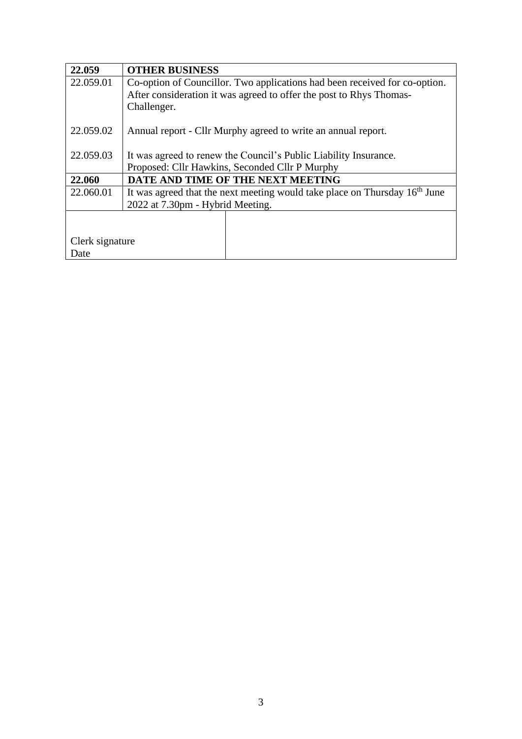| | |
|---|---|
| **22.059** | **OTHER BUSINESS** |
| 22.059.01 | Co-option of Councillor. Two applications had been received for co-option. After consideration it was agreed to offer the post to Rhys Thomas-Challenger. |
| 22.059.02 | Annual report - Cllr Murphy agreed to write an annual report. |
| 22.059.03 | It was agreed to renew the Council's Public Liability Insurance. Proposed: Cllr Hawkins, Seconded Cllr P Murphy |
| **22.060** | **DATE AND TIME OF THE NEXT MEETING** |
| 22.060.01 | It was agreed that the next meeting would take place on Thursday 16th June 2022 at 7.30pm - Hybrid Meeting. |

| | |
|---|---|
| Clerk signature<br>Date | |